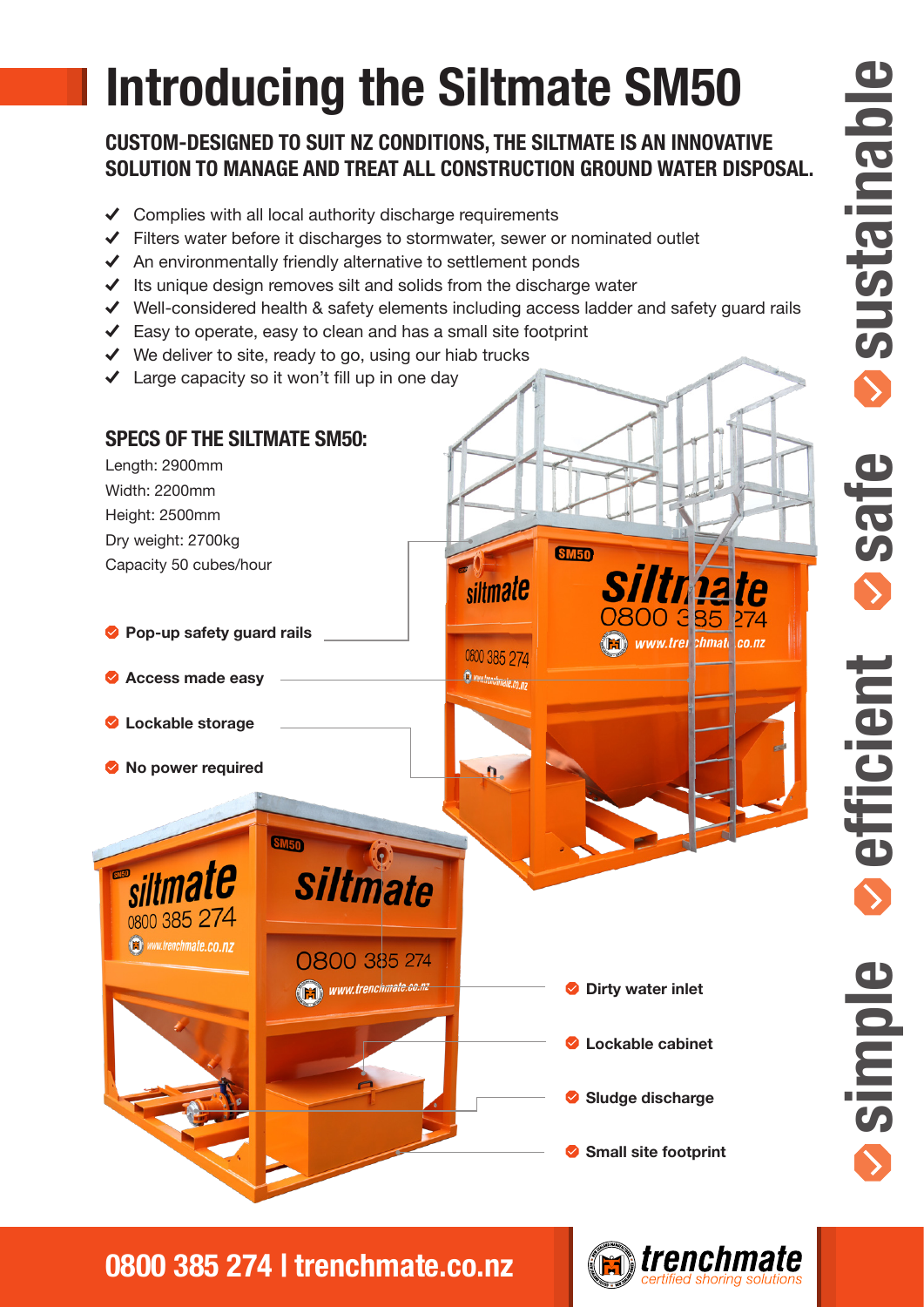# Introducing the Siltmate SM50

## CUSTOM-DESIGNED TO SUIT NZ CONDITIONS, THE SILTMATE IS AN INNOVATIVE SOLUTION TO MANAGE AND TREAT ALL CONSTRUCTION GROUND WATER DISPOSAL.

- ✓ Complies with all local authority discharge requirements
- ✓ Filters water before it discharges to stormwater, sewer or nominated outlet
- ✓ An environmentally friendly alternative to settlement ponds
- ✓ Its unique design removes silt and solids from the discharge water
- ✓ Well-considered health & safety elements including access ladder and safety guard rails
- ✓ Easy to operate, easy to clean and has a small site footprint
- ✓ We deliver to site, ready to go, using our hiab trucks
- ✓ Large capacity so it won't fill up in one day

## SPECS OF THE SILTMATE SM50:

Length: 2900mm
Width: 2200mm
Height: 2500mm
Dry weight: 2700kg
Capacity 50 cubes/hour

- **Pop-up safety guard rails**
- **Access made easy**
- **Lockable storage**
- **No power required**

- **Dirty water inlet**
- **Lockable cabinet**
- **Sludge discharge**
- **Small site footprint**

sustainable · safe · efficient · simple

**0800 385 274 | trenchmate.co.nz**

trenchmate *certified shoring solutions*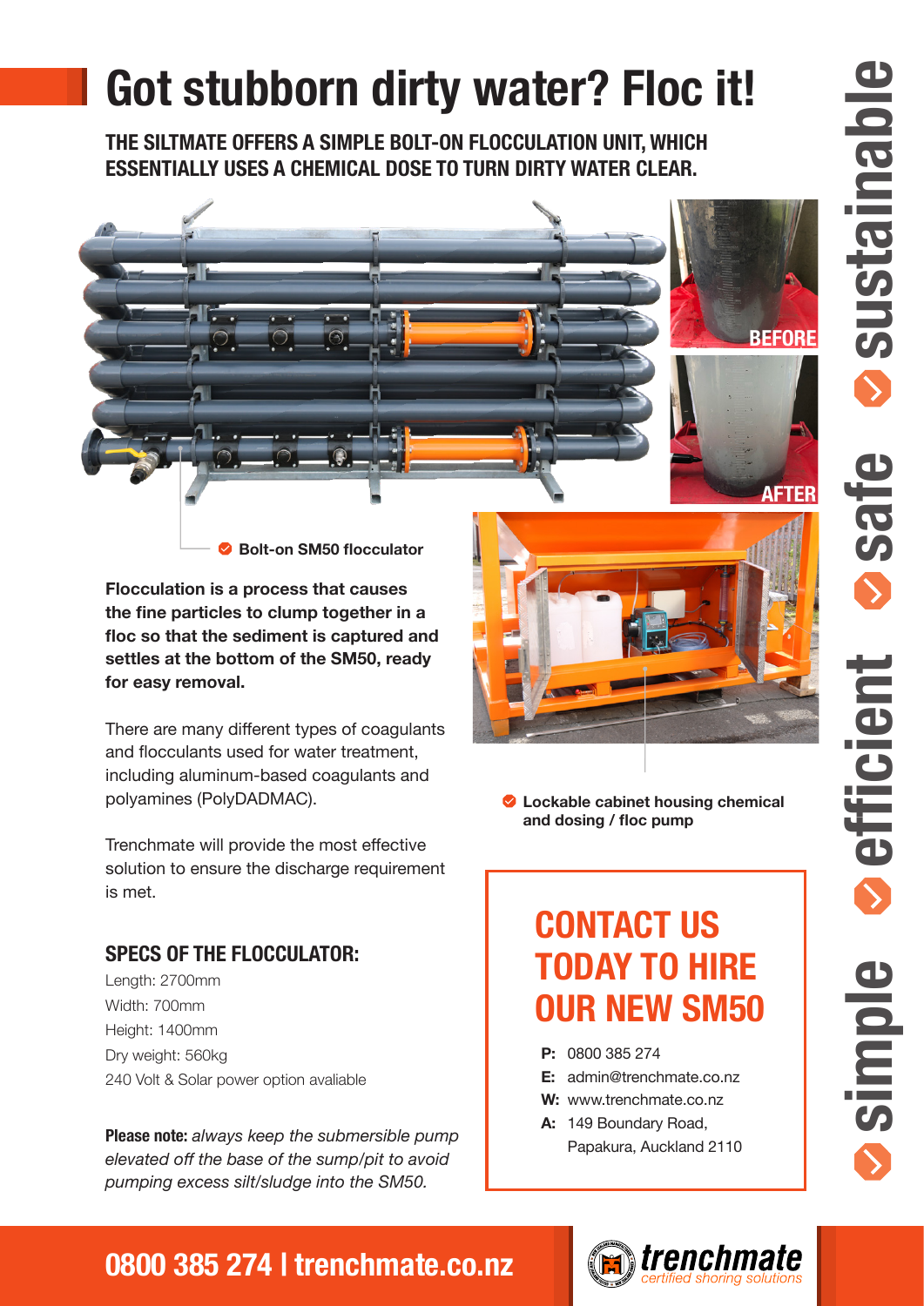# Got stubborn dirty water? Floc it!

**THE SILTMATE OFFERS A SIMPLE BOLT-ON FLOCCULATION UNIT, WHICH ESSENTIALLY USES A CHEMICAL DOSE TO TURN DIRTY WATER CLEAR.**

BEFORE

AFTER

**Bolt-on SM50 flocculator**

**Flocculation is a process that causes the fine particles to clump together in a floc so that the sediment is captured and settles at the bottom of the SM50, ready for easy removal.**

There are many different types of coagulants and flocculants used for water treatment, including aluminum-based coagulants and polyamines (PolyDADMAC).

Trenchmate will provide the most effective solution to ensure the discharge requirement is met.

**Lockable cabinet housing chemical and dosing / floc pump**

## SPECS OF THE FLOCCULATOR:

Length: 2700mm
Width: 700mm
Height: 1400mm
Dry weight: 560kg
240 Volt & Solar power option avaliable

**Please note:** *always keep the submersible pump elevated off the base of the sump/pit to avoid pumping excess silt/sludge into the SM50.*

## CONTACT US TODAY TO HIRE OUR NEW SM50

**P:** 0800 385 274
**E:** admin@trenchmate.co.nz
**W:** www.trenchmate.co.nz
**A:** 149 Boundary Road, Papakura, Auckland 2110

simple · efficient · safe · sustainable

**0800 385 274 | trenchmate.co.nz**

trenchmate *certified shoring solutions*